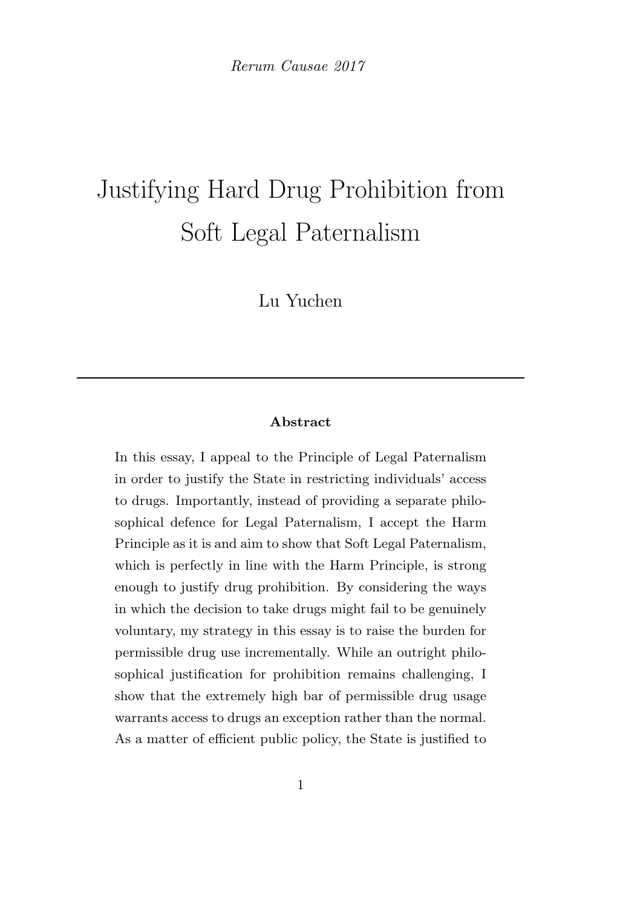*Rerum Causae 2017*

# Justifying Hard Drug Prohibition from Soft Legal Paternalism

Lu Yuchen

---

**Abstract**

In this essay, I appeal to the Principle of Legal Paternalism in order to justify the State in restricting individuals' access to drugs. Importantly, instead of providing a separate philosophical defence for Legal Paternalism, I accept the Harm Principle as it is and aim to show that Soft Legal Paternalism, which is perfectly in line with the Harm Principle, is strong enough to justify drug prohibition. By considering the ways in which the decision to take drugs might fail to be genuinely voluntary, my strategy in this essay is to raise the burden for permissible drug use incrementally. While an outright philosophical justification for prohibition remains challenging, I show that the extremely high bar of permissible drug usage warrants access to drugs an exception rather than the normal. As a matter of efficient public policy, the State is justified to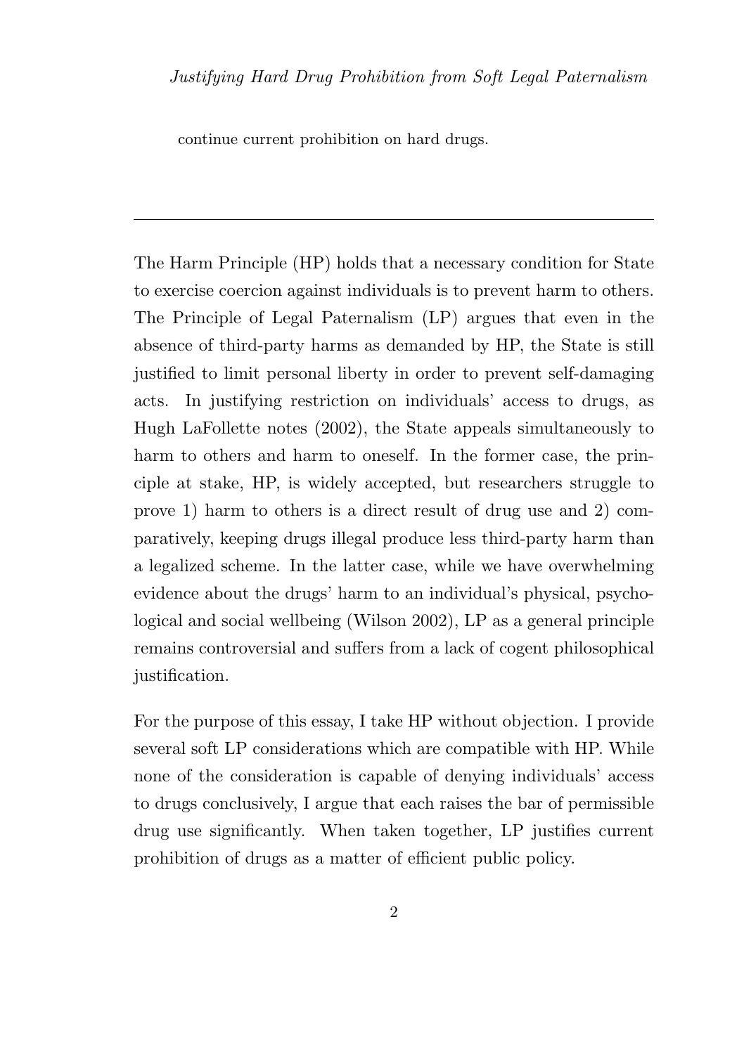continue current prohibition on hard drugs.

---

The Harm Principle (HP) holds that a necessary condition for State to exercise coercion against individuals is to prevent harm to others. The Principle of Legal Paternalism (LP) argues that even in the absence of third-party harms as demanded by HP, the State is still justified to limit personal liberty in order to prevent self-damaging acts. In justifying restriction on individuals' access to drugs, as Hugh LaFollette notes (2002), the State appeals simultaneously to harm to others and harm to oneself. In the former case, the principle at stake, HP, is widely accepted, but researchers struggle to prove 1) harm to others is a direct result of drug use and 2) comparatively, keeping drugs illegal produce less third-party harm than a legalized scheme. In the latter case, while we have overwhelming evidence about the drugs' harm to an individual's physical, psychological and social wellbeing (Wilson 2002), LP as a general principle remains controversial and suffers from a lack of cogent philosophical justification.

For the purpose of this essay, I take HP without objection. I provide several soft LP considerations which are compatible with HP. While none of the consideration is capable of denying individuals' access to drugs conclusively, I argue that each raises the bar of permissible drug use significantly. When taken together, LP justifies current prohibition of drugs as a matter of efficient public policy.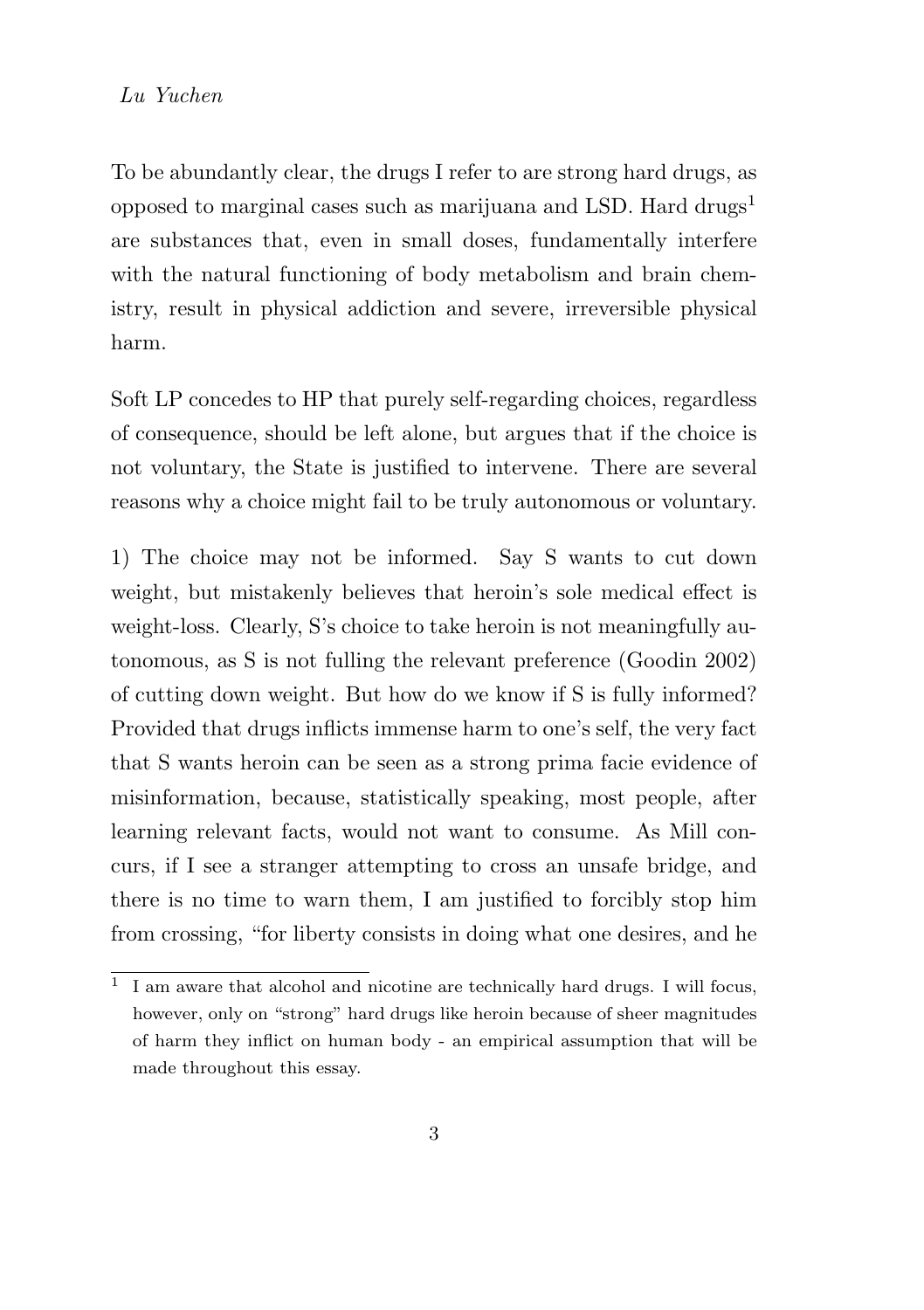To be abundantly clear, the drugs I refer to are strong hard drugs, as opposed to marginal cases such as marijuana and LSD. Hard drugs[1] are substances that, even in small doses, fundamentally interfere with the natural functioning of body metabolism and brain chemistry, result in physical addiction and severe, irreversible physical harm.

Soft LP concedes to HP that purely self-regarding choices, regardless of consequence, should be left alone, but argues that if the choice is not voluntary, the State is justified to intervene. There are several reasons why a choice might fail to be truly autonomous or voluntary.

1) The choice may not be informed. Say S wants to cut down weight, but mistakenly believes that heroin's sole medical effect is weight-loss. Clearly, S's choice to take heroin is not meaningfully autonomous, as S is not fulling the relevant preference (Goodin 2002) of cutting down weight. But how do we know if S is fully informed? Provided that drugs inflicts immense harm to one's self, the very fact that S wants heroin can be seen as a strong prima facie evidence of misinformation, because, statistically speaking, most people, after learning relevant facts, would not want to consume. As Mill concurs, if I see a stranger attempting to cross an unsafe bridge, and there is no time to warn them, I am justified to forcibly stop him from crossing, "for liberty consists in doing what one desires, and he

[1] I am aware that alcohol and nicotine are technically hard drugs. I will focus, however, only on "strong" hard drugs like heroin because of sheer magnitudes of harm they inflict on human body - an empirical assumption that will be made throughout this essay.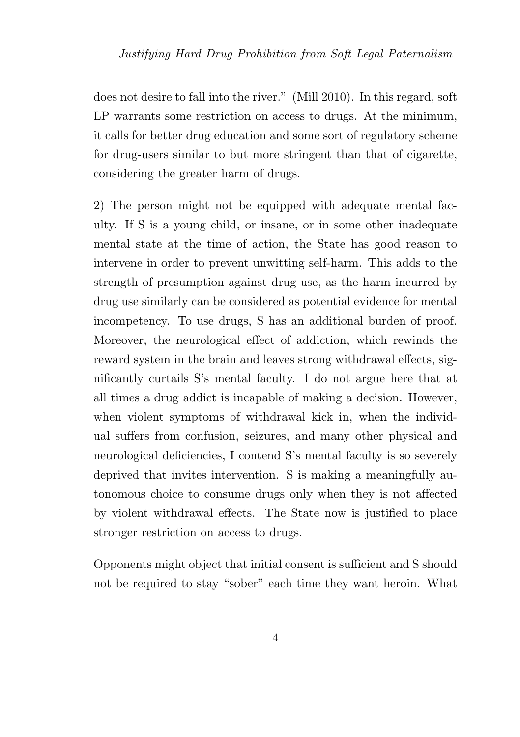does not desire to fall into the river." (Mill 2010). In this regard, soft LP warrants some restriction on access to drugs. At the minimum, it calls for better drug education and some sort of regulatory scheme for drug-users similar to but more stringent than that of cigarette, considering the greater harm of drugs.

2) The person might not be equipped with adequate mental faculty. If S is a young child, or insane, or in some other inadequate mental state at the time of action, the State has good reason to intervene in order to prevent unwitting self-harm. This adds to the strength of presumption against drug use, as the harm incurred by drug use similarly can be considered as potential evidence for mental incompetency. To use drugs, S has an additional burden of proof. Moreover, the neurological effect of addiction, which rewinds the reward system in the brain and leaves strong withdrawal effects, significantly curtails S's mental faculty. I do not argue here that at all times a drug addict is incapable of making a decision. However, when violent symptoms of withdrawal kick in, when the individual suffers from confusion, seizures, and many other physical and neurological deficiencies, I contend S's mental faculty is so severely deprived that invites intervention. S is making a meaningfully autonomous choice to consume drugs only when they is not affected by violent withdrawal effects. The State now is justified to place stronger restriction on access to drugs.

Opponents might object that initial consent is sufficient and S should not be required to stay "sober" each time they want heroin. What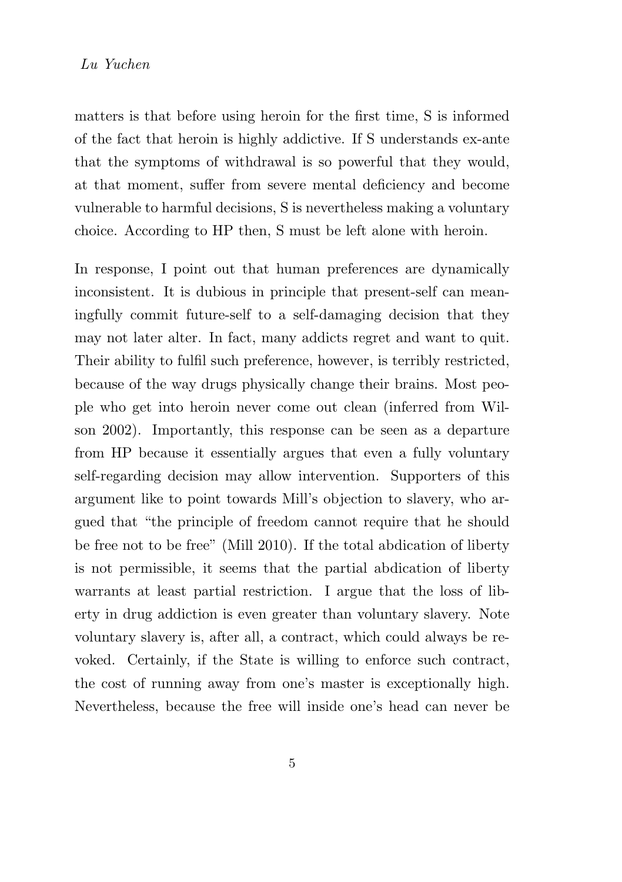matters is that before using heroin for the first time, S is informed of the fact that heroin is highly addictive. If S understands ex-ante that the symptoms of withdrawal is so powerful that they would, at that moment, suffer from severe mental deficiency and become vulnerable to harmful decisions, S is nevertheless making a voluntary choice. According to HP then, S must be left alone with heroin.

In response, I point out that human preferences are dynamically inconsistent. It is dubious in principle that present-self can meaningfully commit future-self to a self-damaging decision that they may not later alter. In fact, many addicts regret and want to quit. Their ability to fulfil such preference, however, is terribly restricted, because of the way drugs physically change their brains. Most people who get into heroin never come out clean (inferred from Wilson 2002). Importantly, this response can be seen as a departure from HP because it essentially argues that even a fully voluntary self-regarding decision may allow intervention. Supporters of this argument like to point towards Mill's objection to slavery, who argued that "the principle of freedom cannot require that he should be free not to be free" (Mill 2010). If the total abdication of liberty is not permissible, it seems that the partial abdication of liberty warrants at least partial restriction. I argue that the loss of liberty in drug addiction is even greater than voluntary slavery. Note voluntary slavery is, after all, a contract, which could always be revoked. Certainly, if the State is willing to enforce such contract, the cost of running away from one's master is exceptionally high. Nevertheless, because the free will inside one's head can never be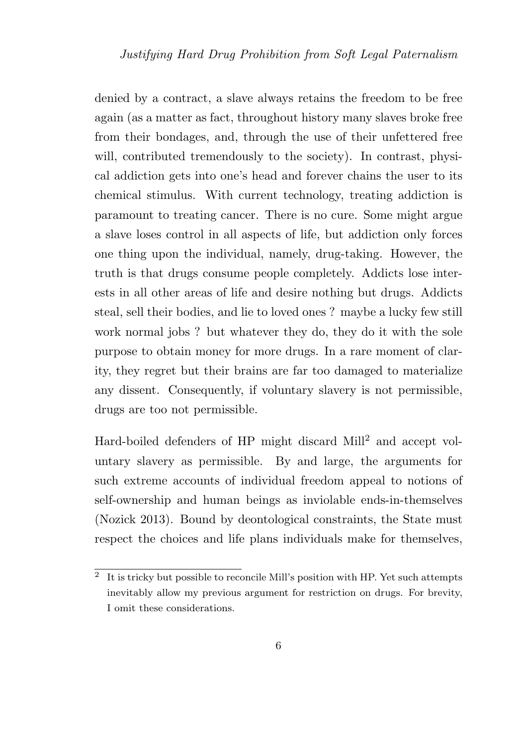denied by a contract, a slave always retains the freedom to be free again (as a matter as fact, throughout history many slaves broke free from their bondages, and, through the use of their unfettered free will, contributed tremendously to the society). In contrast, physical addiction gets into one's head and forever chains the user to its chemical stimulus. With current technology, treating addiction is paramount to treating cancer. There is no cure. Some might argue a slave loses control in all aspects of life, but addiction only forces one thing upon the individual, namely, drug-taking. However, the truth is that drugs consume people completely. Addicts lose interests in all other areas of life and desire nothing but drugs. Addicts steal, sell their bodies, and lie to loved ones ? maybe a lucky few still work normal jobs ? but whatever they do, they do it with the sole purpose to obtain money for more drugs. In a rare moment of clarity, they regret but their brains are far too damaged to materialize any dissent. Consequently, if voluntary slavery is not permissible, drugs are too not permissible.

Hard-boiled defenders of HP might discard Mill[2] and accept voluntary slavery as permissible. By and large, the arguments for such extreme accounts of individual freedom appeal to notions of self-ownership and human beings as inviolable ends-in-themselves (Nozick 2013). Bound by deontological constraints, the State must respect the choices and life plans individuals make for themselves,

[2] It is tricky but possible to reconcile Mill's position with HP. Yet such attempts inevitably allow my previous argument for restriction on drugs. For brevity, I omit these considerations.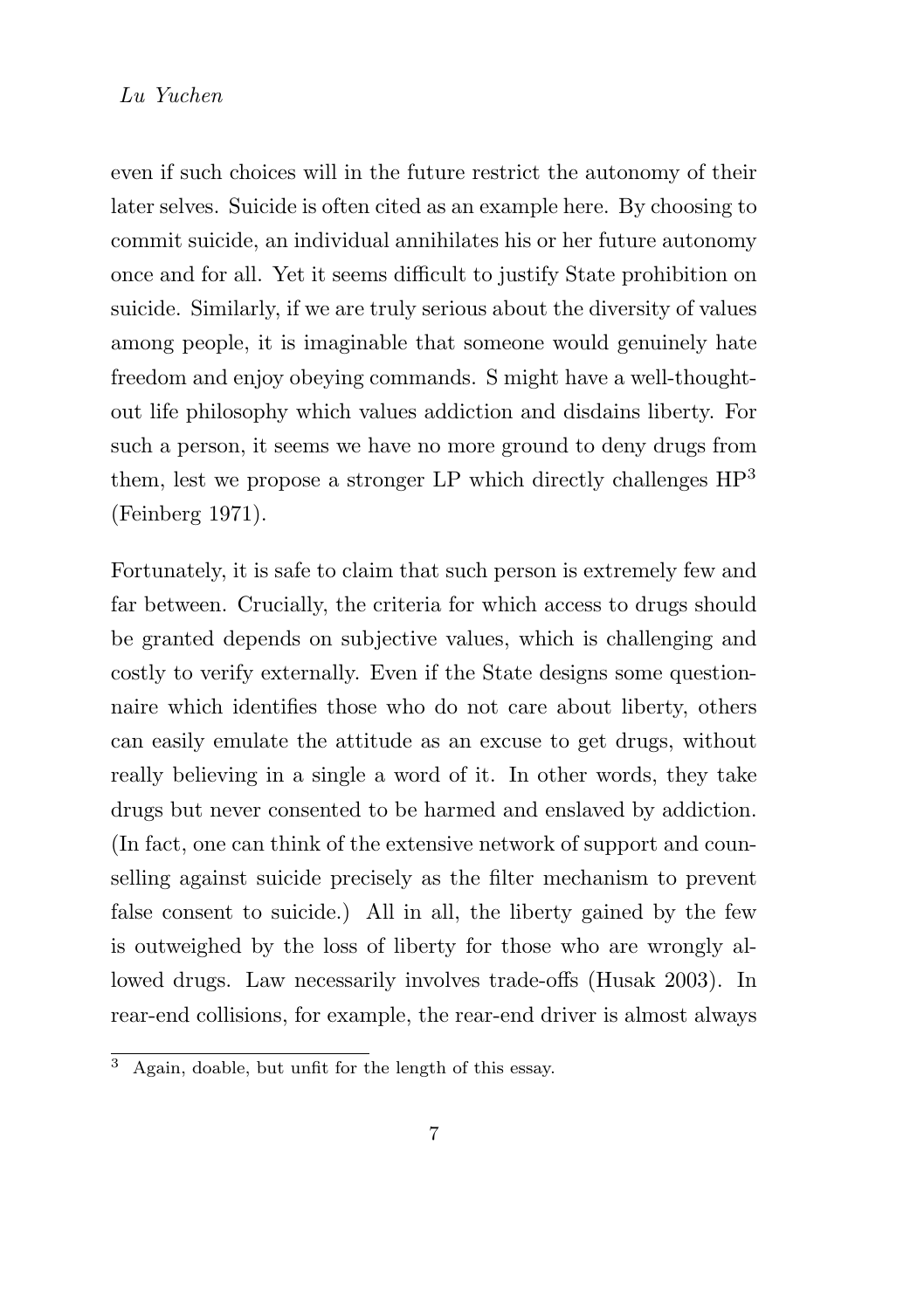even if such choices will in the future restrict the autonomy of their later selves. Suicide is often cited as an example here. By choosing to commit suicide, an individual annihilates his or her future autonomy once and for all. Yet it seems difficult to justify State prohibition on suicide. Similarly, if we are truly serious about the diversity of values among people, it is imaginable that someone would genuinely hate freedom and enjoy obeying commands. S might have a well-thought-out life philosophy which values addiction and disdains liberty. For such a person, it seems we have no more ground to deny drugs from them, lest we propose a stronger LP which directly challenges HP[3] (Feinberg 1971).

Fortunately, it is safe to claim that such person is extremely few and far between. Crucially, the criteria for which access to drugs should be granted depends on subjective values, which is challenging and costly to verify externally. Even if the State designs some questionnaire which identifies those who do not care about liberty, others can easily emulate the attitude as an excuse to get drugs, without really believing in a single a word of it. In other words, they take drugs but never consented to be harmed and enslaved by addiction. (In fact, one can think of the extensive network of support and counselling against suicide precisely as the filter mechanism to prevent false consent to suicide.) All in all, the liberty gained by the few is outweighed by the loss of liberty for those who are wrongly allowed drugs. Law necessarily involves trade-offs (Husak 2003). In rear-end collisions, for example, the rear-end driver is almost always

[3] Again, doable, but unfit for the length of this essay.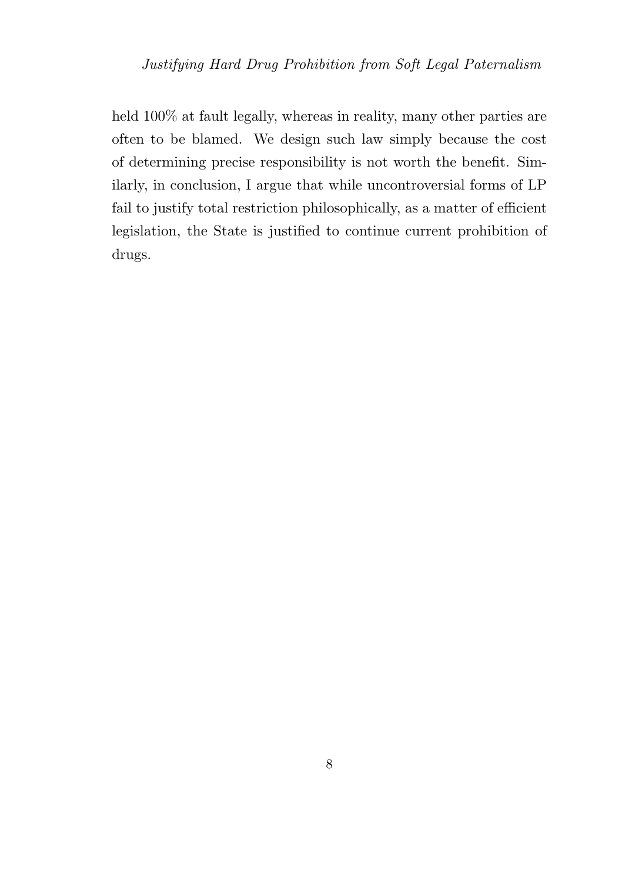held 100% at fault legally, whereas in reality, many other parties are often to be blamed. We design such law simply because the cost of determining precise responsibility is not worth the benefit. Similarly, in conclusion, I argue that while uncontroversial forms of LP fail to justify total restriction philosophically, as a matter of efficient legislation, the State is justified to continue current prohibition of drugs.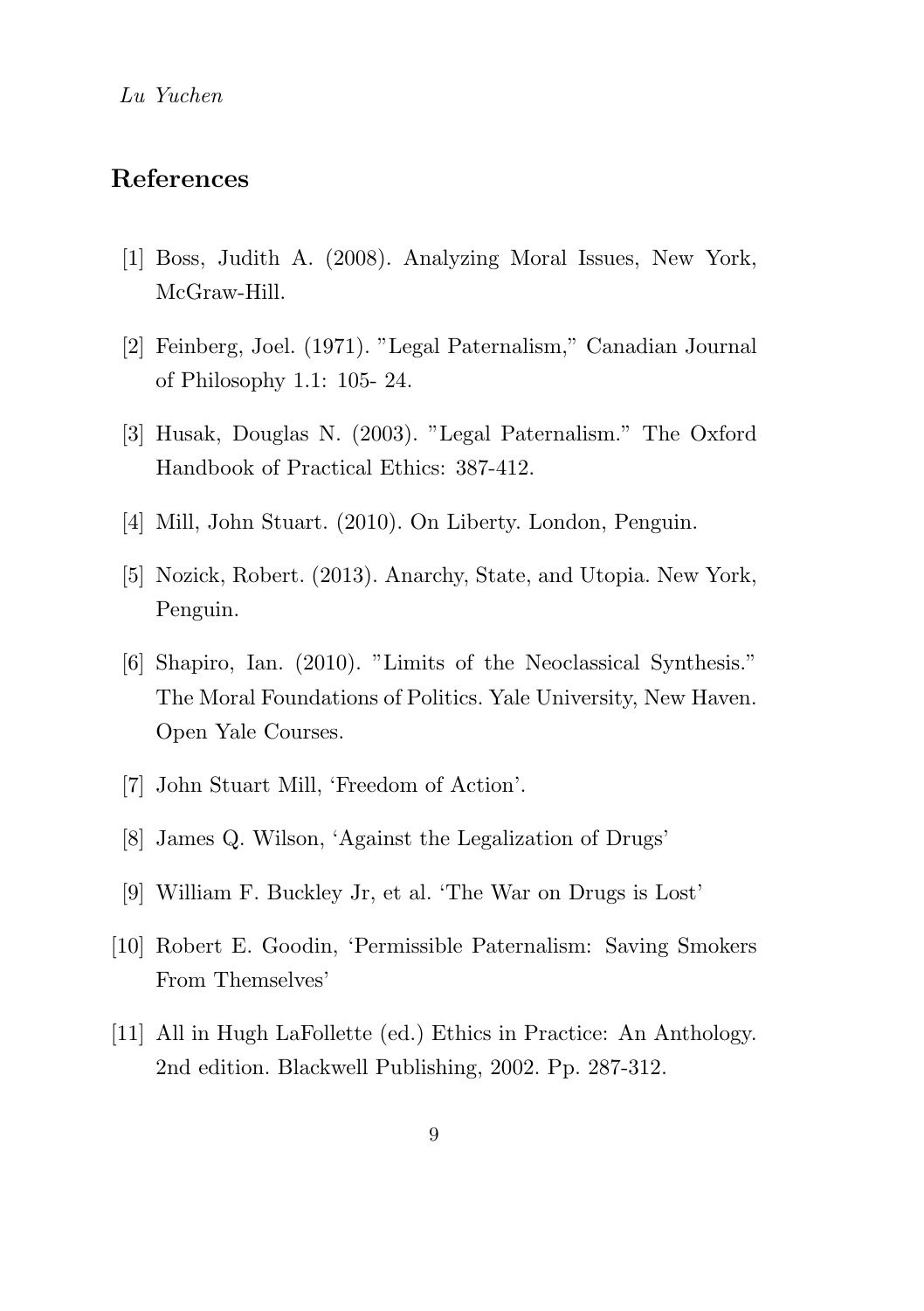## References

[1] Boss, Judith A. (2008). Analyzing Moral Issues, New York, McGraw-Hill.

[2] Feinberg, Joel. (1971). "Legal Paternalism," Canadian Journal of Philosophy 1.1: 105- 24.

[3] Husak, Douglas N. (2003). "Legal Paternalism." The Oxford Handbook of Practical Ethics: 387-412.

[4] Mill, John Stuart. (2010). On Liberty. London, Penguin.

[5] Nozick, Robert. (2013). Anarchy, State, and Utopia. New York, Penguin.

[6] Shapiro, Ian. (2010). "Limits of the Neoclassical Synthesis." The Moral Foundations of Politics. Yale University, New Haven. Open Yale Courses.

[7] John Stuart Mill, 'Freedom of Action'.

[8] James Q. Wilson, 'Against the Legalization of Drugs'

[9] William F. Buckley Jr, et al. 'The War on Drugs is Lost'

[10] Robert E. Goodin, 'Permissible Paternalism: Saving Smokers From Themselves'

[11] All in Hugh LaFollette (ed.) Ethics in Practice: An Anthology. 2nd edition. Blackwell Publishing, 2002. Pp. 287-312.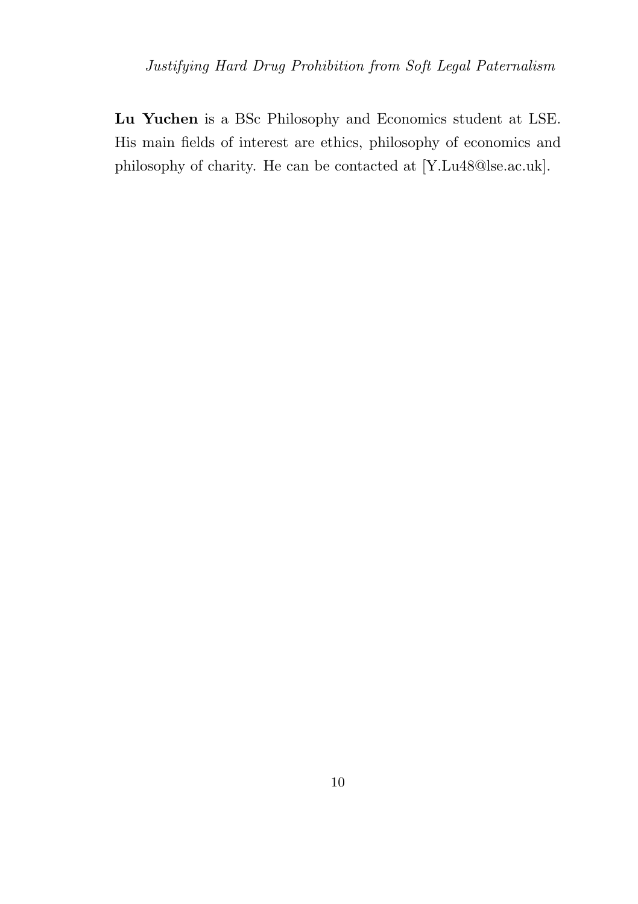**Lu Yuchen** is a BSc Philosophy and Economics student at LSE. His main fields of interest are ethics, philosophy of economics and philosophy of charity. He can be contacted at [Y.Lu48@lse.ac.uk].